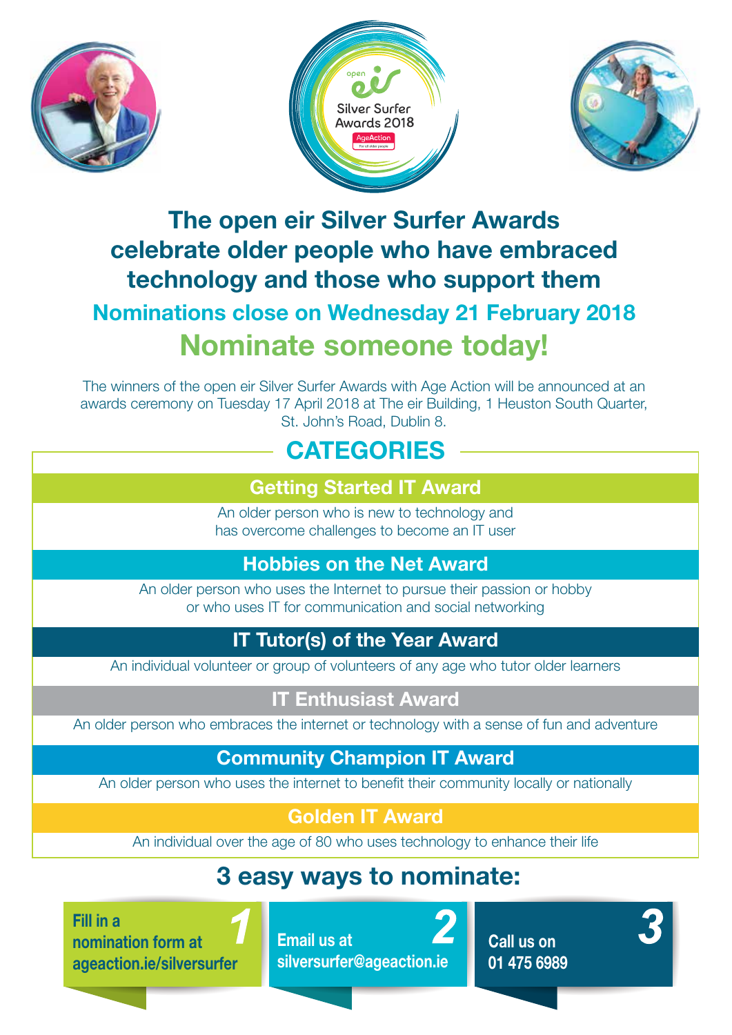open eir Silver Surfer Awards 2018 AgeAction

# The open eir Silver Surfer Awards celebrate older people who have embraced technology and those who support them

## Nominations close on Wednesday 21 February 2018

## Nominate someone today!

The winners of the open eir Silver Surfer Awards with Age Action will be announced at an awards ceremony on Tuesday 17 April 2018 at The eir Building, 1 Heuston South Quarter, St. John's Road, Dublin 8.

## CATEGORIES

### Getting Started IT Award

An older person who is new to technology and has overcome challenges to become an IT user

### Hobbies on the Net Award

An older person who uses the Internet to pursue their passion or hobby or who uses IT for communication and social networking

### IT Tutor(s) of the Year Award

An individual volunteer or group of volunteers of any age who tutor older learners

### IT Enthusiast Award

An older person who embraces the internet or technology with a sense of fun and adventure

### Community Champion IT Award

An older person who uses the internet to benefit their community locally or nationally

### Golden IT Award

An individual over the age of 80 who uses technology to enhance their life

## 3 easy ways to nominate:

1. Fill in a nomination form at ageaction.ie/silversurfer
2. Email us at silversurfer@ageaction.ie
3. Call us on 01 475 6989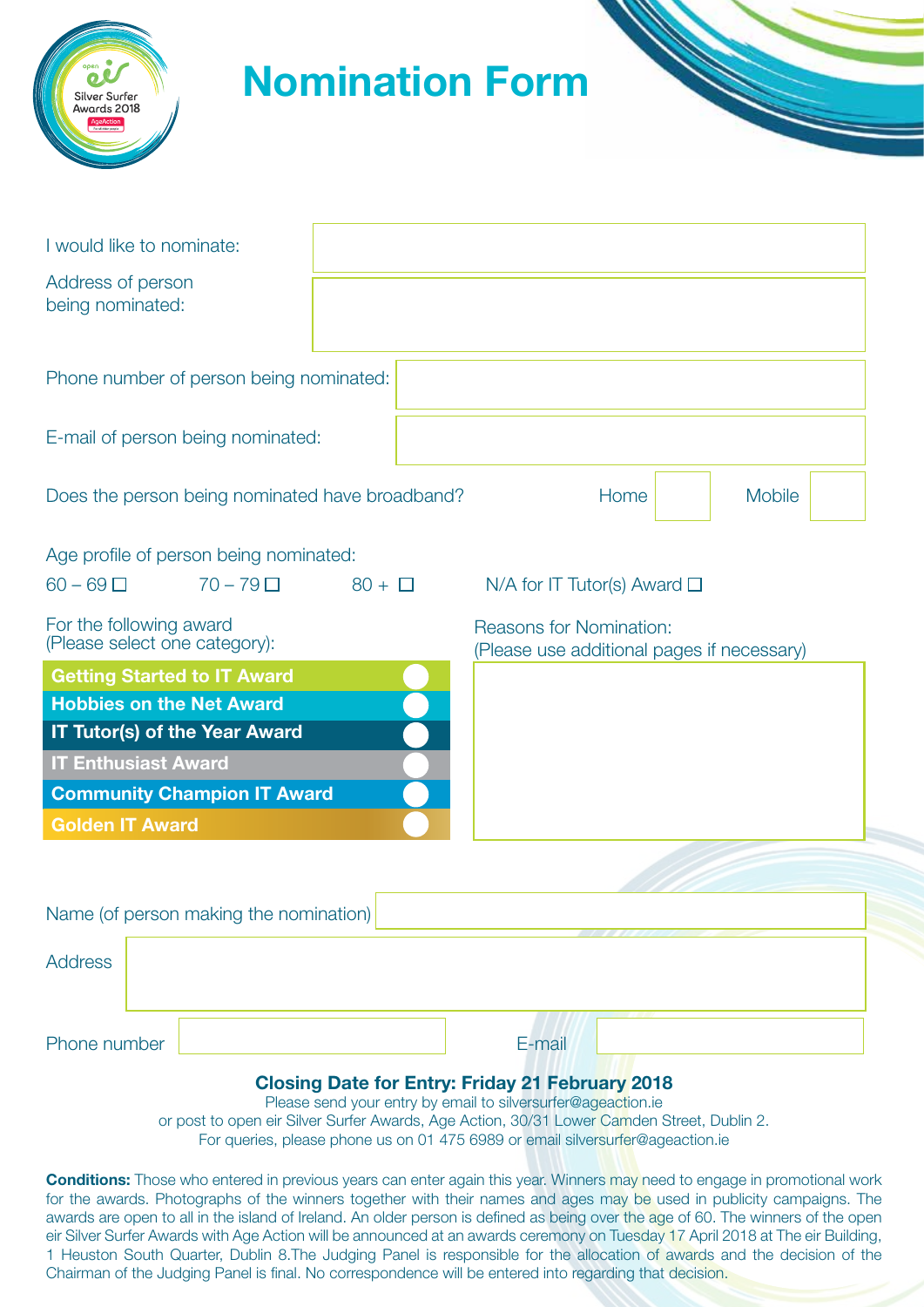# Nomination Form

I would like to nominate:

Address of person being nominated:

Phone number of person being nominated:

E-mail of person being nominated:

Does the person being nominated have broadband? Home ☐ Mobile ☐

Age profile of person being nominated:

60 – 69 ☐ 70 – 79 ☐ 80 + ☐ N/A for IT Tutor(s) Award ☐

For the following award
(Please select one category):

- **Getting Started to IT Award** ○
- **Hobbies on the Net Award** ○
- **IT Tutor(s) of the Year Award** ○
- **IT Enthusiast Award** ○
- **Community Champion IT Award** ○
- **Golden IT Award** ○

Reasons for Nomination:
(Please use additional pages if necessary)

Name (of person making the nomination)

Address

Phone number

E-mail

**Closing Date for Entry: Friday 21 February 2018**

Please send your entry by email to silversurfer@ageaction.ie
or post to open eir Silver Surfer Awards, Age Action, 30/31 Lower Camden Street, Dublin 2.
For queries, please phone us on 01 475 6989 or email silversurfer@ageaction.ie

**Conditions:** Those who entered in previous years can enter again this year. Winners may need to engage in promotional work for the awards. Photographs of the winners together with their names and ages may be used in publicity campaigns. The awards are open to all in the island of Ireland. An older person is defined as being over the age of 60. The winners of the open eir Silver Surfer Awards with Age Action will be announced at an awards ceremony on Tuesday 17 April 2018 at The eir Building, 1 Heuston South Quarter, Dublin 8.The Judging Panel is responsible for the allocation of awards and the decision of the Chairman of the Judging Panel is final. No correspondence will be entered into regarding that decision.